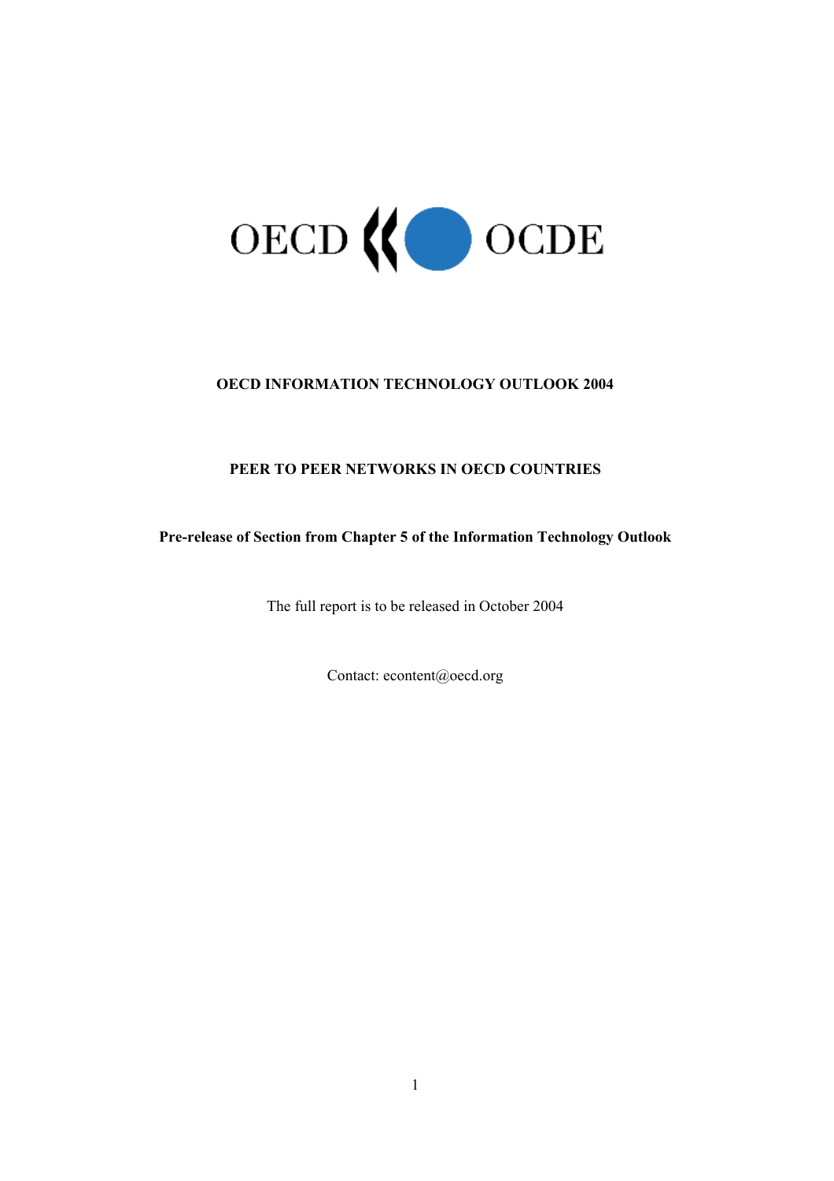OECD OCDE

**OECD INFORMATION TECHNOLOGY OUTLOOK 2004**

**PEER TO PEER NETWORKS IN OECD COUNTRIES**

**Pre-release of Section from Chapter 5 of the Information Technology Outlook**

The full report is to be released in October 2004

Contact: econtent@oecd.org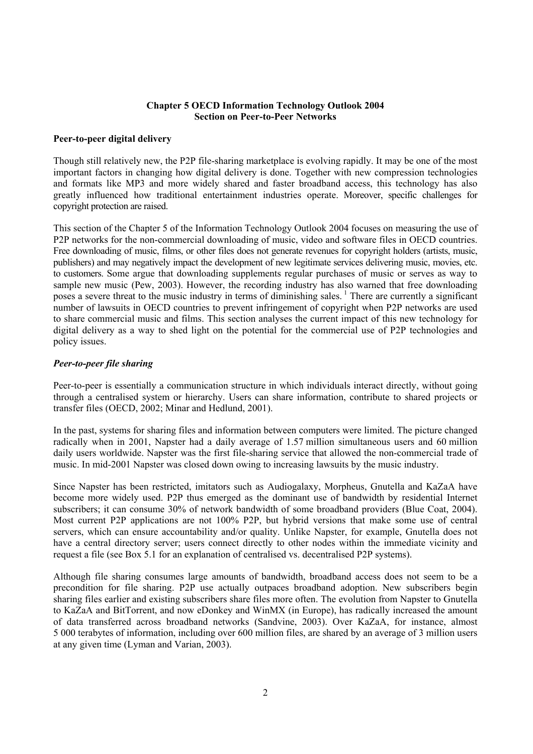**Chapter 5 OECD Information Technology Outlook 2004**
**Section on Peer-to-Peer Networks**

## Peer-to-peer digital delivery

Though still relatively new, the P2P file-sharing marketplace is evolving rapidly. It may be one of the most important factors in changing how digital delivery is done. Together with new compression technologies and formats like MP3 and more widely shared and faster broadband access, this technology has also greatly influenced how traditional entertainment industries operate. Moreover, specific challenges for copyright protection are raised.

This section of the Chapter 5 of the Information Technology Outlook 2004 focuses on measuring the use of P2P networks for the non-commercial downloading of music, video and software files in OECD countries. Free downloading of music, films, or other files does not generate revenues for copyright holders (artists, music, publishers) and may negatively impact the development of new legitimate services delivering music, movies, etc. to customers. Some argue that downloading supplements regular purchases of music or serves as way to sample new music (Pew, 2003). However, the recording industry has also warned that free downloading poses a severe threat to the music industry in terms of diminishing sales. [1] There are currently a significant number of lawsuits in OECD countries to prevent infringement of copyright when P2P networks are used to share commercial music and films. This section analyses the current impact of this new technology for digital delivery as a way to shed light on the potential for the commercial use of P2P technologies and policy issues.

### *Peer-to-peer file sharing*

Peer-to-peer is essentially a communication structure in which individuals interact directly, without going through a centralised system or hierarchy. Users can share information, contribute to shared projects or transfer files (OECD, 2002; Minar and Hedlund, 2001).

In the past, systems for sharing files and information between computers were limited. The picture changed radically when in 2001, Napster had a daily average of 1.57 million simultaneous users and 60 million daily users worldwide. Napster was the first file-sharing service that allowed the non-commercial trade of music. In mid-2001 Napster was closed down owing to increasing lawsuits by the music industry.

Since Napster has been restricted, imitators such as Audiogalaxy, Morpheus, Gnutella and KaZaA have become more widely used. P2P thus emerged as the dominant use of bandwidth by residential Internet subscribers; it can consume 30% of network bandwidth of some broadband providers (Blue Coat, 2004). Most current P2P applications are not 100% P2P, but hybrid versions that make some use of central servers, which can ensure accountability and/or quality. Unlike Napster, for example, Gnutella does not have a central directory server; users connect directly to other nodes within the immediate vicinity and request a file (see Box 5.1 for an explanation of centralised vs. decentralised P2P systems).

Although file sharing consumes large amounts of bandwidth, broadband access does not seem to be a precondition for file sharing. P2P use actually outpaces broadband adoption. New subscribers begin sharing files earlier and existing subscribers share files more often. The evolution from Napster to Gnutella to KaZaA and BitTorrent, and now eDonkey and WinMX (in Europe), has radically increased the amount of data transferred across broadband networks (Sandvine, 2003). Over KaZaA, for instance, almost 5 000 terabytes of information, including over 600 million files, are shared by an average of 3 million users at any given time (Lyman and Varian, 2003).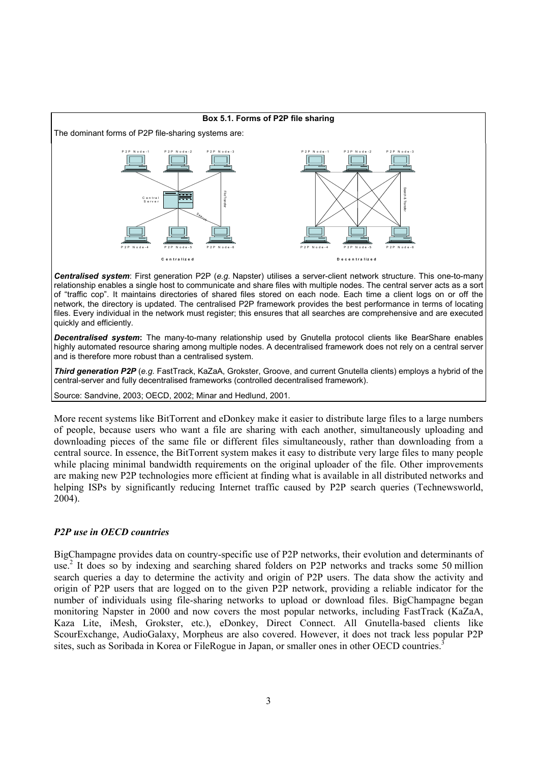**Box 5.1. Forms of P2P file sharing**

The dominant forms of P2P file-sharing systems are:

P2P Node-1 P2P Node-2 P2P Node-3

Central Server

File Transfer

Search

P2P Node-4 P2P Node-5 P2P Node-6

**Centralized**

P2P Node-1 P2P Node-2 P2P Node-3

Search & Transfer

P2P Node-4 P2P Node-5 P2P Node-6

**Decentralized**

***Centralised system***: First generation P2P (*e.g.* Napster) utilises a server-client network structure. This one-to-many relationship enables a single host to communicate and share files with multiple nodes. The central server acts as a sort of "traffic cop". It maintains directories of shared files stored on each node. Each time a client logs on or off the network, the directory is updated. The centralised P2P framework provides the best performance in terms of locating files. Every individual in the network must register; this ensures that all searches are comprehensive and are executed quickly and efficiently.

***Decentralised system***: The many-to-many relationship used by Gnutella protocol clients like BearShare enables highly automated resource sharing among multiple nodes. A decentralised framework does not rely on a central server and is therefore more robust than a centralised system.

***Third generation P2P*** (*e.g.* FastTrack, KaZaA, Grokster, Groove, and current Gnutella clients) employs a hybrid of the central-server and fully decentralised frameworks (controlled decentralised framework).

Source: Sandvine, 2003; OECD, 2002; Minar and Hedlund, 2001.

More recent systems like BitTorrent and eDonkey make it easier to distribute large files to a large numbers of people, because users who want a file are sharing with each another, simultaneously uploading and downloading pieces of the same file or different files simultaneously, rather than downloading from a central source. In essence, the BitTorrent system makes it easy to distribute very large files to many people while placing minimal bandwidth requirements on the original uploader of the file. Other improvements are making new P2P technologies more efficient at finding what is available in all distributed networks and helping ISPs by significantly reducing Internet traffic caused by P2P search queries (Technewsworld, 2004).

### *P2P use in OECD countries*

BigChampagne provides data on country-specific use of P2P networks, their evolution and determinants of use.[2] It does so by indexing and searching shared folders on P2P networks and tracks some 50 million search queries a day to determine the activity and origin of P2P users. The data show the activity and origin of P2P users that are logged on to the given P2P network, providing a reliable indicator for the number of individuals using file-sharing networks to upload or download files. BigChampagne began monitoring Napster in 2000 and now covers the most popular networks, including FastTrack (KaZaA, Kaza Lite, iMesh, Grokster, etc.), eDonkey, Direct Connect. All Gnutella-based clients like ScourExchange, AudioGalaxy, Morpheus are also covered. However, it does not track less popular P2P sites, such as Soribada in Korea or FileRogue in Japan, or smaller ones in other OECD countries.[3]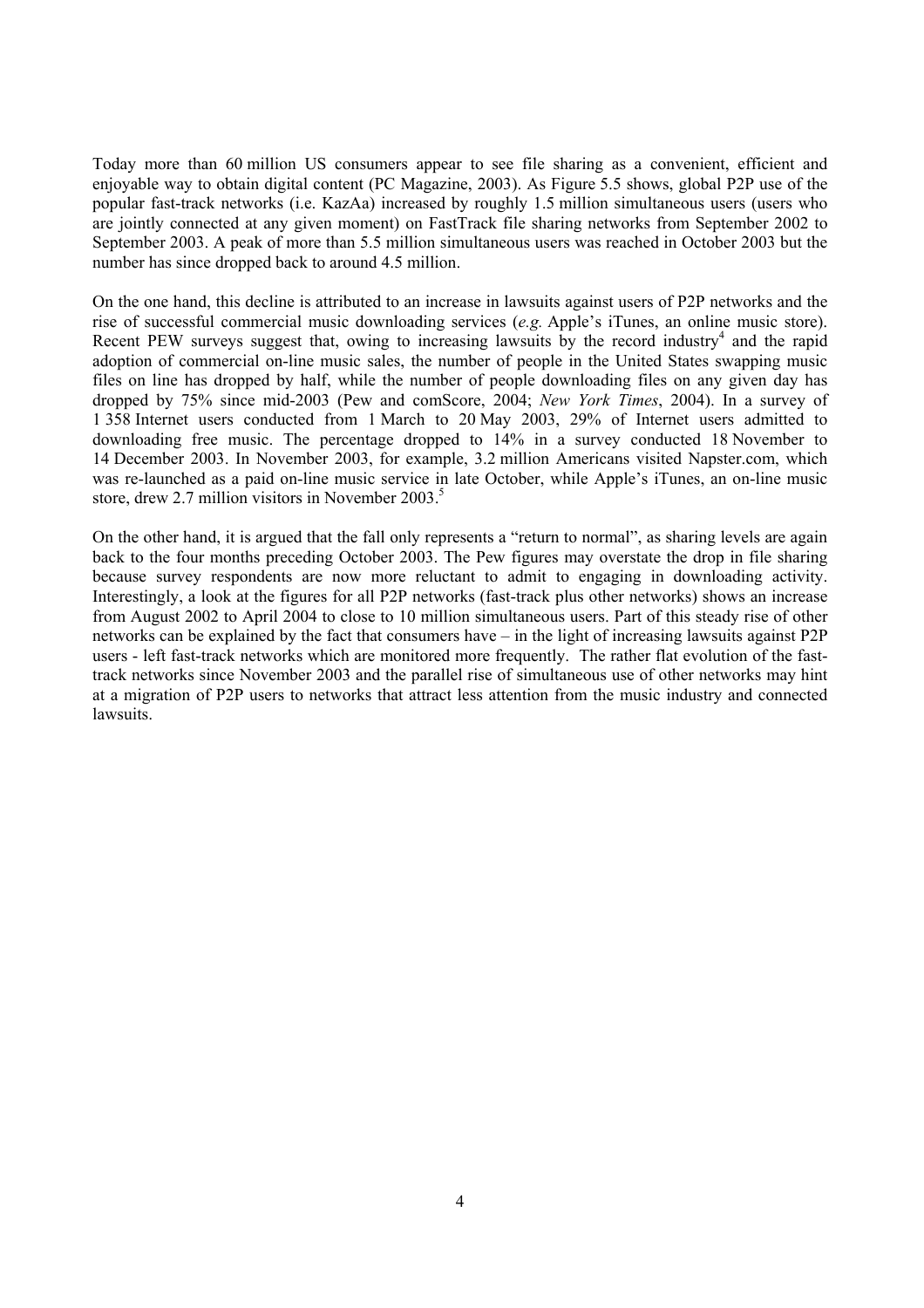Today more than 60 million US consumers appear to see file sharing as a convenient, efficient and enjoyable way to obtain digital content (PC Magazine, 2003). As Figure 5.5 shows, global P2P use of the popular fast-track networks (i.e. KazAa) increased by roughly 1.5 million simultaneous users (users who are jointly connected at any given moment) on FastTrack file sharing networks from September 2002 to September 2003. A peak of more than 5.5 million simultaneous users was reached in October 2003 but the number has since dropped back to around 4.5 million.

On the one hand, this decline is attributed to an increase in lawsuits against users of P2P networks and the rise of successful commercial music downloading services (*e.g.* Apple's iTunes, an online music store). Recent PEW surveys suggest that, owing to increasing lawsuits by the record industry[4] and the rapid adoption of commercial on-line music sales, the number of people in the United States swapping music files on line has dropped by half, while the number of people downloading files on any given day has dropped by 75% since mid-2003 (Pew and comScore, 2004; *New York Times*, 2004). In a survey of 1 358 Internet users conducted from 1 March to 20 May 2003, 29% of Internet users admitted to downloading free music. The percentage dropped to 14% in a survey conducted 18 November to 14 December 2003. In November 2003, for example, 3.2 million Americans visited Napster.com, which was re-launched as a paid on-line music service in late October, while Apple's iTunes, an on-line music store, drew 2.7 million visitors in November 2003.[5]

On the other hand, it is argued that the fall only represents a "return to normal", as sharing levels are again back to the four months preceding October 2003. The Pew figures may overstate the drop in file sharing because survey respondents are now more reluctant to admit to engaging in downloading activity. Interestingly, a look at the figures for all P2P networks (fast-track plus other networks) shows an increase from August 2002 to April 2004 to close to 10 million simultaneous users. Part of this steady rise of other networks can be explained by the fact that consumers have – in the light of increasing lawsuits against P2P users - left fast-track networks which are monitored more frequently. The rather flat evolution of the fast-track networks since November 2003 and the parallel rise of simultaneous use of other networks may hint at a migration of P2P users to networks that attract less attention from the music industry and connected lawsuits.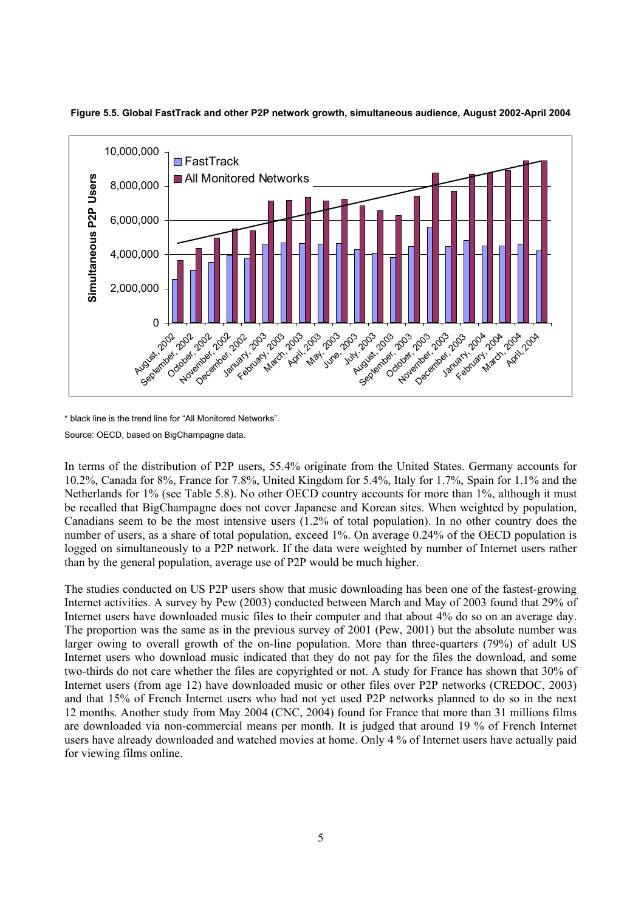**Figure 5.5. Global FastTrack and other P2P network growth, simultaneous audience, August 2002-April 2004**

\* black line is the trend line for "All Monitored Networks".

Source: OECD, based on BigChampagne data.

In terms of the distribution of P2P users, 55.4% originate from the United States. Germany accounts for 10.2%, Canada for 8%, France for 7.8%, United Kingdom for 5.4%, Italy for 1.7%, Spain for 1.1% and the Netherlands for 1% (see Table 5.8). No other OECD country accounts for more than 1%, although it must be recalled that BigChampagne does not cover Japanese and Korean sites. When weighted by population, Canadians seem to be the most intensive users (1.2% of total population). In no other country does the number of users, as a share of total population, exceed 1%. On average 0.24% of the OECD population is logged on simultaneously to a P2P network. If the data were weighted by number of Internet users rather than by the general population, average use of P2P would be much higher.

The studies conducted on US P2P users show that music downloading has been one of the fastest-growing Internet activities. A survey by Pew (2003) conducted between March and May of 2003 found that 29% of Internet users have downloaded music files to their computer and that about 4% do so on an average day. The proportion was the same as in the previous survey of 2001 (Pew, 2001) but the absolute number was larger owing to overall growth of the on-line population. More than three-quarters (79%) of adult US Internet users who download music indicated that they do not pay for the files the download, and some two-thirds do not care whether the files are copyrighted or not. A study for France has shown that 30% of Internet users (from age 12) have downloaded music or other files over P2P networks (CREDOC, 2003) and that 15% of French Internet users who had not yet used P2P networks planned to do so in the next 12 months. Another study from May 2004 (CNC, 2004) found for France that more than 31 millions films are downloaded via non-commercial means per month. It is judged that around 19 % of French Internet users have already downloaded and watched movies at home. Only 4 % of Internet users have actually paid for viewing films online.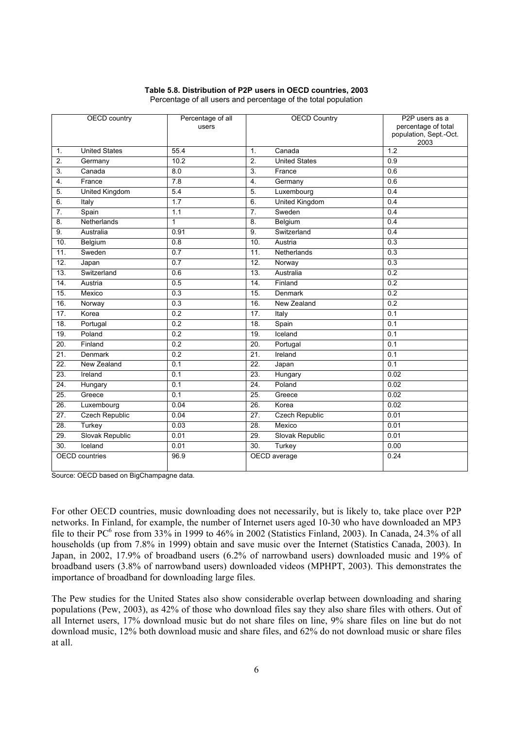**Table 5.8. Distribution of P2P users in OECD countries, 2003**

Percentage of all users and percentage of the total population

| OECD country | | Percentage of all users | OECD Country | | P2P users as a percentage of total population, Sept.-Oct. 2003 |
|---|---|---|---|---|---|
| 1. | United States | 55.4 | 1. | Canada | 1.2 |
| 2. | Germany | 10.2 | 2. | United States | 0.9 |
| 3. | Canada | 8.0 | 3. | France | 0.6 |
| 4. | France | 7.8 | 4. | Germany | 0.6 |
| 5. | United Kingdom | 5.4 | 5. | Luxembourg | 0.4 |
| 6. | Italy | 1.7 | 6. | United Kingdom | 0.4 |
| 7. | Spain | 1.1 | 7. | Sweden | 0.4 |
| 8. | Netherlands | 1 | 8. | Belgium | 0.4 |
| 9. | Australia | 0.91 | 9. | Switzerland | 0.4 |
| 10. | Belgium | 0.8 | 10. | Austria | 0.3 |
| 11. | Sweden | 0.7 | 11. | Netherlands | 0.3 |
| 12. | Japan | 0.7 | 12. | Norway | 0.3 |
| 13. | Switzerland | 0.6 | 13. | Australia | 0.2 |
| 14. | Austria | 0.5 | 14. | Finland | 0.2 |
| 15. | Mexico | 0.3 | 15. | Denmark | 0.2 |
| 16. | Norway | 0.3 | 16. | New Zealand | 0.2 |
| 17. | Korea | 0.2 | 17. | Italy | 0.1 |
| 18. | Portugal | 0.2 | 18. | Spain | 0.1 |
| 19. | Poland | 0.2 | 19. | Iceland | 0.1 |
| 20. | Finland | 0.2 | 20. | Portugal | 0.1 |
| 21. | Denmark | 0.2 | 21. | Ireland | 0.1 |
| 22. | New Zealand | 0.1 | 22. | Japan | 0.1 |
| 23. | Ireland | 0.1 | 23. | Hungary | 0.02 |
| 24. | Hungary | 0.1 | 24. | Poland | 0.02 |
| 25. | Greece | 0.1 | 25. | Greece | 0.02 |
| 26. | Luxembourg | 0.04 | 26. | Korea | 0.02 |
| 27. | Czech Republic | 0.04 | 27. | Czech Republic | 0.01 |
| 28. | Turkey | 0.03 | 28. | Mexico | 0.01 |
| 29. | Slovak Republic | 0.01 | 29. | Slovak Republic | 0.01 |
| 30. | Iceland | 0.01 | 30. | Turkey | 0.00 |
| OECD countries | | 96.9 | OECD average | | 0.24 |

Source: OECD based on BigChampagne data.

For other OECD countries, music downloading does not necessarily, but is likely to, take place over P2P networks. In Finland, for example, the number of Internet users aged 10-30 who have downloaded an MP3 file to their PC[6] rose from 33% in 1999 to 46% in 2002 (Statistics Finland, 2003). In Canada, 24.3% of all households (up from 7.8% in 1999) obtain and save music over the Internet (Statistics Canada, 2003). In Japan, in 2002, 17.9% of broadband users (6.2% of narrowband users) downloaded music and 19% of broadband users (3.8% of narrowband users) downloaded videos (MPHPT, 2003). This demonstrates the importance of broadband for downloading large files.

The Pew studies for the United States also show considerable overlap between downloading and sharing populations (Pew, 2003), as 42% of those who download files say they also share files with others. Out of all Internet users, 17% download music but do not share files on line, 9% share files on line but do not download music, 12% both download music and share files, and 62% do not download music or share files at all.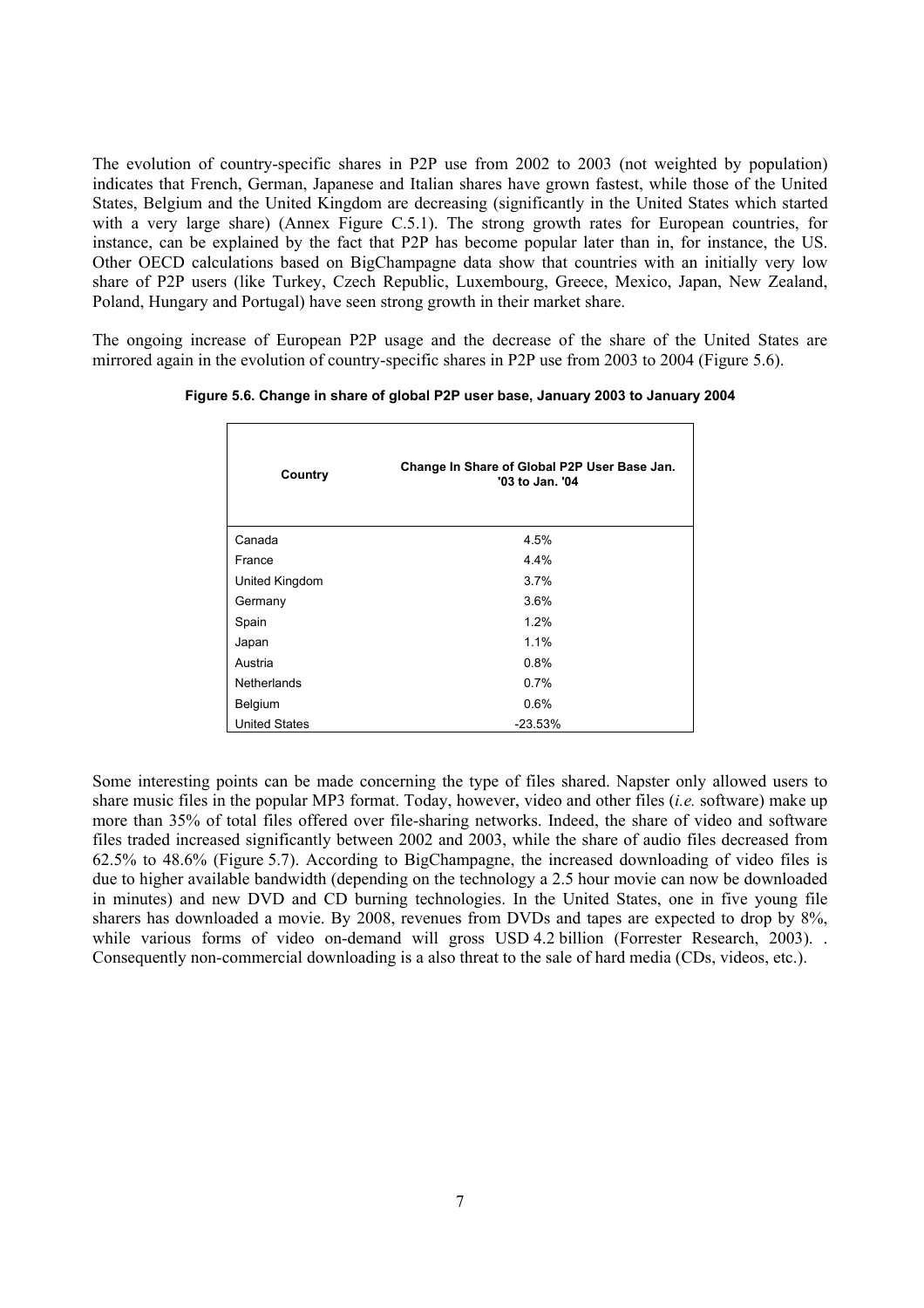The evolution of country-specific shares in P2P use from 2002 to 2003 (not weighted by population) indicates that French, German, Japanese and Italian shares have grown fastest, while those of the United States, Belgium and the United Kingdom are decreasing (significantly in the United States which started with a very large share) (Annex Figure C.5.1). The strong growth rates for European countries, for instance, can be explained by the fact that P2P has become popular later than in, for instance, the US. Other OECD calculations based on BigChampagne data show that countries with an initially very low share of P2P users (like Turkey, Czech Republic, Luxembourg, Greece, Mexico, Japan, New Zealand, Poland, Hungary and Portugal) have seen strong growth in their market share.

The ongoing increase of European P2P usage and the decrease of the share of the United States are mirrored again in the evolution of country-specific shares in P2P use from 2003 to 2004 (Figure 5.6).

**Figure 5.6. Change in share of global P2P user base, January 2003 to January 2004**

| Country | Change In Share of Global P2P User Base Jan. '03 to Jan. '04 |
|---|---|
| Canada | 4.5% |
| France | 4.4% |
| United Kingdom | 3.7% |
| Germany | 3.6% |
| Spain | 1.2% |
| Japan | 1.1% |
| Austria | 0.8% |
| Netherlands | 0.7% |
| Belgium | 0.6% |
| United States | -23.53% |

Some interesting points can be made concerning the type of files shared. Napster only allowed users to share music files in the popular MP3 format. Today, however, video and other files (*i.e.* software) make up more than 35% of total files offered over file-sharing networks. Indeed, the share of video and software files traded increased significantly between 2002 and 2003, while the share of audio files decreased from 62.5% to 48.6% (Figure 5.7). According to BigChampagne, the increased downloading of video files is due to higher available bandwidth (depending on the technology a 2.5 hour movie can now be downloaded in minutes) and new DVD and CD burning technologies. In the United States, one in five young file sharers has downloaded a movie. By 2008, revenues from DVDs and tapes are expected to drop by 8%, while various forms of video on-demand will gross USD 4.2 billion (Forrester Research, 2003). . Consequently non-commercial downloading is a also threat to the sale of hard media (CDs, videos, etc.).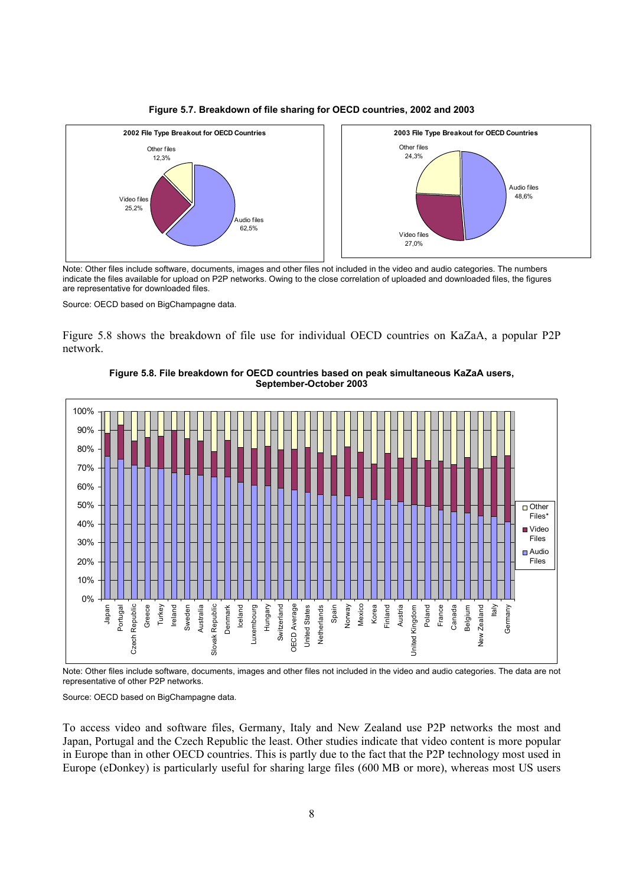**Figure 5.7. Breakdown of file sharing for OECD countries, 2002 and 2003**

Note: Other files include software, documents, images and other files not included in the video and audio categories. The numbers indicate the files available for upload on P2P networks. Owing to the close correlation of uploaded and downloaded files, the figures are representative for downloaded files.

Source: OECD based on BigChampagne data.

Figure 5.8 shows the breakdown of file use for individual OECD countries on KaZaA, a popular P2P network.

**Figure 5.8. File breakdown for OECD countries based on peak simultaneous KaZaA users, September-October 2003**

Note: Other files include software, documents, images and other files not included in the video and audio categories. The data are not representative of other P2P networks.

Source: OECD based on BigChampagne data.

To access video and software files, Germany, Italy and New Zealand use P2P networks the most and Japan, Portugal and the Czech Republic the least. Other studies indicate that video content is more popular in Europe than in other OECD countries. This is partly due to the fact that the P2P technology most used in Europe (eDonkey) is particularly useful for sharing large files (600 MB or more), whereas most US users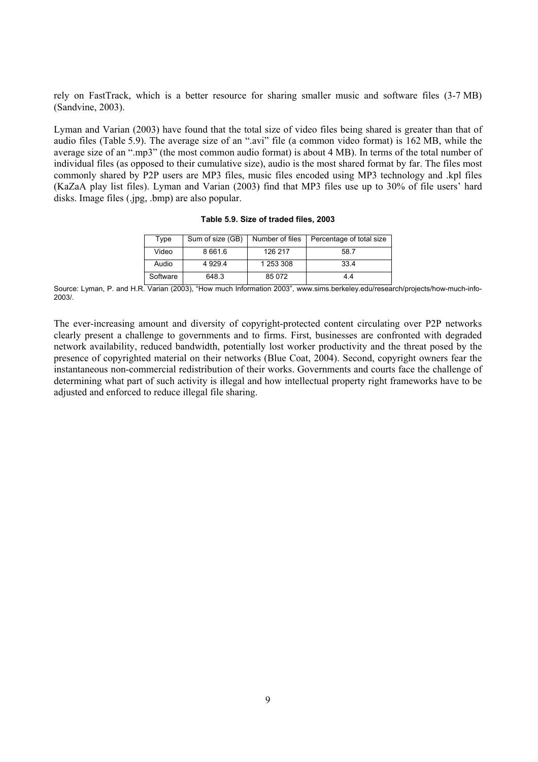rely on FastTrack, which is a better resource for sharing smaller music and software files (3-7 MB) (Sandvine, 2003).

Lyman and Varian (2003) have found that the total size of video files being shared is greater than that of audio files (Table 5.9). The average size of an ".avi" file (a common video format) is 162 MB, while the average size of an ".mp3" (the most common audio format) is about 4 MB). In terms of the total number of individual files (as opposed to their cumulative size), audio is the most shared format by far. The files most commonly shared by P2P users are MP3 files, music files encoded using MP3 technology and .kpl files (KaZaA play list files). Lyman and Varian (2003) find that MP3 files use up to 30% of file users' hard disks. Image files (.jpg, .bmp) are also popular.

**Table 5.9. Size of traded files, 2003**

| Type | Sum of size (GB) | Number of files | Percentage of total size |
|---|---|---|---|
| Video | 8 661.6 | 126 217 | 58.7 |
| Audio | 4 929.4 | 1 253 308 | 33.4 |
| Software | 648.3 | 85 072 | 4.4 |

Source: Lyman, P. and H.R. Varian (2003), "How much Information 2003", www.sims.berkeley.edu/research/projects/how-much-info-2003/.

The ever-increasing amount and diversity of copyright-protected content circulating over P2P networks clearly present a challenge to governments and to firms. First, businesses are confronted with degraded network availability, reduced bandwidth, potentially lost worker productivity and the threat posed by the presence of copyrighted material on their networks (Blue Coat, 2004). Second, copyright owners fear the instantaneous non-commercial redistribution of their works. Governments and courts face the challenge of determining what part of such activity is illegal and how intellectual property right frameworks have to be adjusted and enforced to reduce illegal file sharing.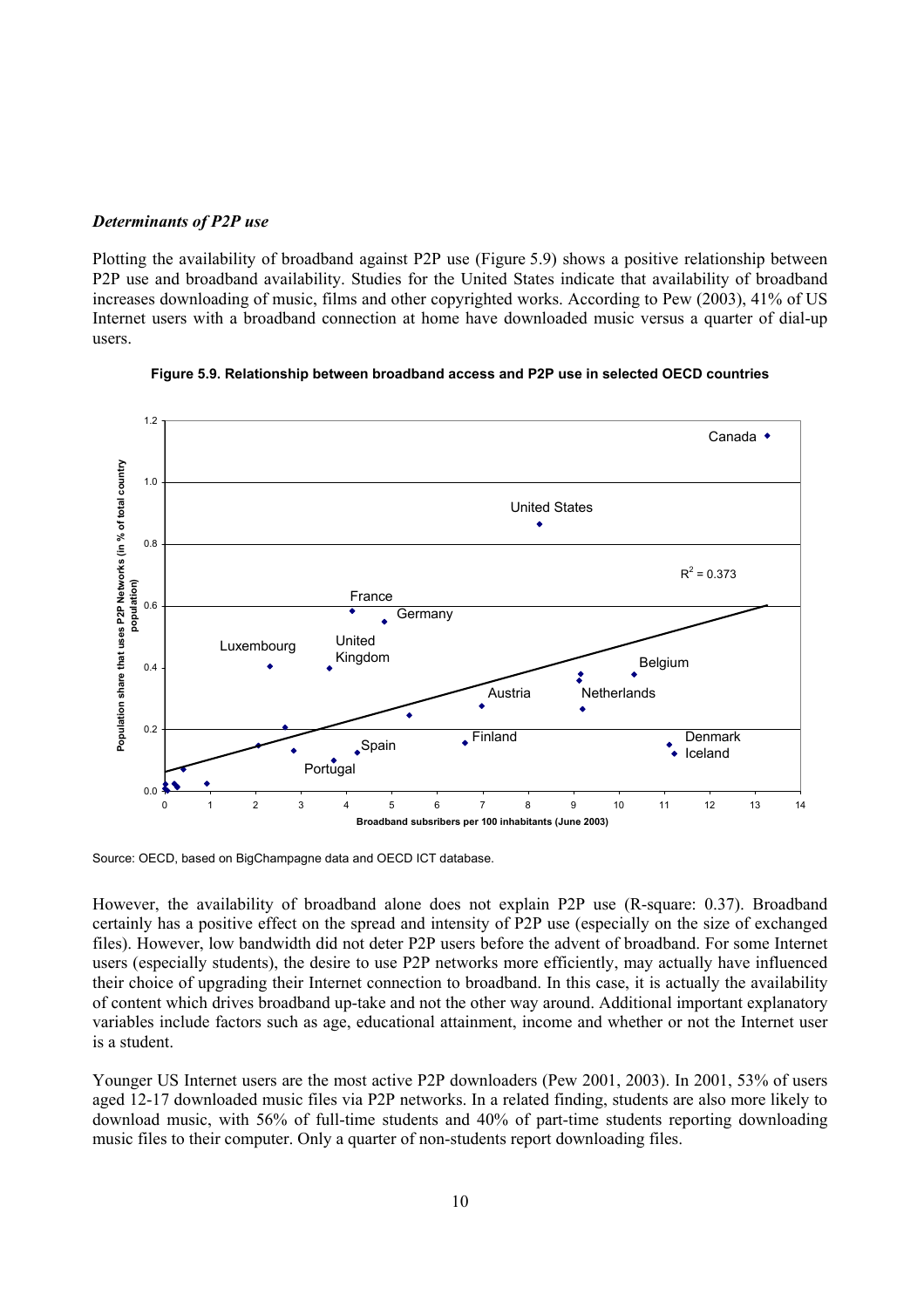### *Determinants of P2P use*

Plotting the availability of broadband against P2P use (Figure 5.9) shows a positive relationship between P2P use and broadband availability. Studies for the United States indicate that availability of broadband increases downloading of music, films and other copyrighted works. According to Pew (2003), 41% of US Internet users with a broadband connection at home have downloaded music versus a quarter of dial-up users.

**Figure 5.9. Relationship between broadband access and P2P use in selected OECD countries**

Source: OECD, based on BigChampagne data and OECD ICT database.

However, the availability of broadband alone does not explain P2P use (R-square: 0.37). Broadband certainly has a positive effect on the spread and intensity of P2P use (especially on the size of exchanged files). However, low bandwidth did not deter P2P users before the advent of broadband. For some Internet users (especially students), the desire to use P2P networks more efficiently, may actually have influenced their choice of upgrading their Internet connection to broadband. In this case, it is actually the availability of content which drives broadband up-take and not the other way around. Additional important explanatory variables include factors such as age, educational attainment, income and whether or not the Internet user is a student.

Younger US Internet users are the most active P2P downloaders (Pew 2001, 2003). In 2001, 53% of users aged 12-17 downloaded music files via P2P networks. In a related finding, students are also more likely to download music, with 56% of full-time students and 40% of part-time students reporting downloading music files to their computer. Only a quarter of non-students report downloading files.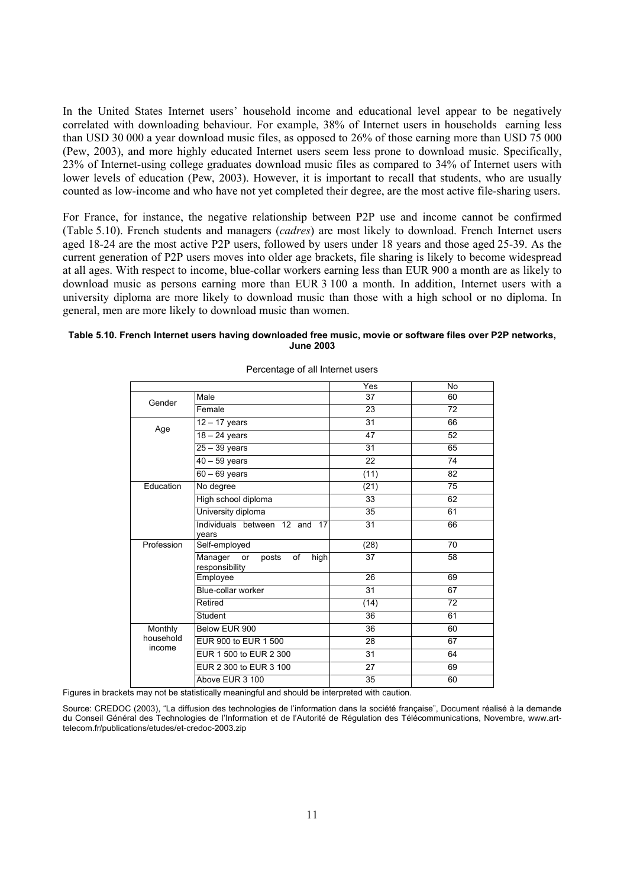In the United States Internet users' household income and educational level appear to be negatively correlated with downloading behaviour. For example, 38% of Internet users in households earning less than USD 30 000 a year download music files, as opposed to 26% of those earning more than USD 75 000 (Pew, 2003), and more highly educated Internet users seem less prone to download music. Specifically, 23% of Internet-using college graduates download music files as compared to 34% of Internet users with lower levels of education (Pew, 2003). However, it is important to recall that students, who are usually counted as low-income and who have not yet completed their degree, are the most active file-sharing users.

For France, for instance, the negative relationship between P2P use and income cannot be confirmed (Table 5.10). French students and managers (*cadres*) are most likely to download. French Internet users aged 18-24 are the most active P2P users, followed by users under 18 years and those aged 25-39. As the current generation of P2P users moves into older age brackets, file sharing is likely to become widespread at all ages. With respect to income, blue-collar workers earning less than EUR 900 a month are as likely to download music as persons earning more than EUR 3 100 a month. In addition, Internet users with a university diploma are more likely to download music than those with a high school or no diploma. In general, men are more likely to download music than women.

**Table 5.10. French Internet users having downloaded free music, movie or software files over P2P networks, June 2003**

Percentage of all Internet users

| | | Yes | No |
|---|---|---|---|
| Gender | Male | 37 | 60 |
| | Female | 23 | 72 |
| Age | 12 – 17 years | 31 | 66 |
| | 18 – 24 years | 47 | 52 |
| | 25 – 39 years | 31 | 65 |
| | 40 – 59 years | 22 | 74 |
| | 60 – 69 years | (11) | 82 |
| Education | No degree | (21) | 75 |
| | High school diploma | 33 | 62 |
| | University diploma | 35 | 61 |
| | Individuals between 12 and 17 years | 31 | 66 |
| Profession | Self-employed | (28) | 70 |
| | Manager or posts of high responsibility | 37 | 58 |
| | Employee | 26 | 69 |
| | Blue-collar worker | 31 | 67 |
| | Retired | (14) | 72 |
| | Student | 36 | 61 |
| Monthly household income | Below EUR 900 | 36 | 60 |
| | EUR 900 to EUR 1 500 | 28 | 67 |
| | EUR 1 500 to EUR 2 300 | 31 | 64 |
| | EUR 2 300 to EUR 3 100 | 27 | 69 |
| | Above EUR 3 100 | 35 | 60 |

Figures in brackets may not be statistically meaningful and should be interpreted with caution.

Source: CREDOC (2003), "La diffusion des technologies de l'information dans la société française", Document réalisé à la demande du Conseil Général des Technologies de l'Information et de l'Autorité de Régulation des Télécommunications, Novembre, www.art-telecom.fr/publications/etudes/et-credoc-2003.zip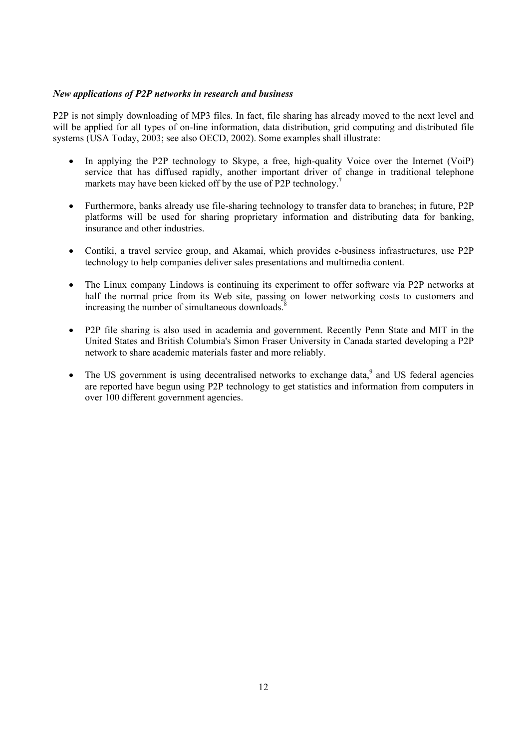*New applications of P2P networks in research and business*

P2P is not simply downloading of MP3 files. In fact, file sharing has already moved to the next level and will be applied for all types of on-line information, data distribution, grid computing and distributed file systems (USA Today, 2003; see also OECD, 2002). Some examples shall illustrate:

- In applying the P2P technology to Skype, a free, high-quality Voice over the Internet (VoiP) service that has diffused rapidly, another important driver of change in traditional telephone markets may have been kicked off by the use of P2P technology.[7]

- Furthermore, banks already use file-sharing technology to transfer data to branches; in future, P2P platforms will be used for sharing proprietary information and distributing data for banking, insurance and other industries.

- Contiki, a travel service group, and Akamai, which provides e-business infrastructures, use P2P technology to help companies deliver sales presentations and multimedia content.

- The Linux company Lindows is continuing its experiment to offer software via P2P networks at half the normal price from its Web site, passing on lower networking costs to customers and increasing the number of simultaneous downloads.[8]

- P2P file sharing is also used in academia and government. Recently Penn State and MIT in the United States and British Columbia's Simon Fraser University in Canada started developing a P2P network to share academic materials faster and more reliably.

- The US government is using decentralised networks to exchange data,[9] and US federal agencies are reported have begun using P2P technology to get statistics and information from computers in over 100 different government agencies.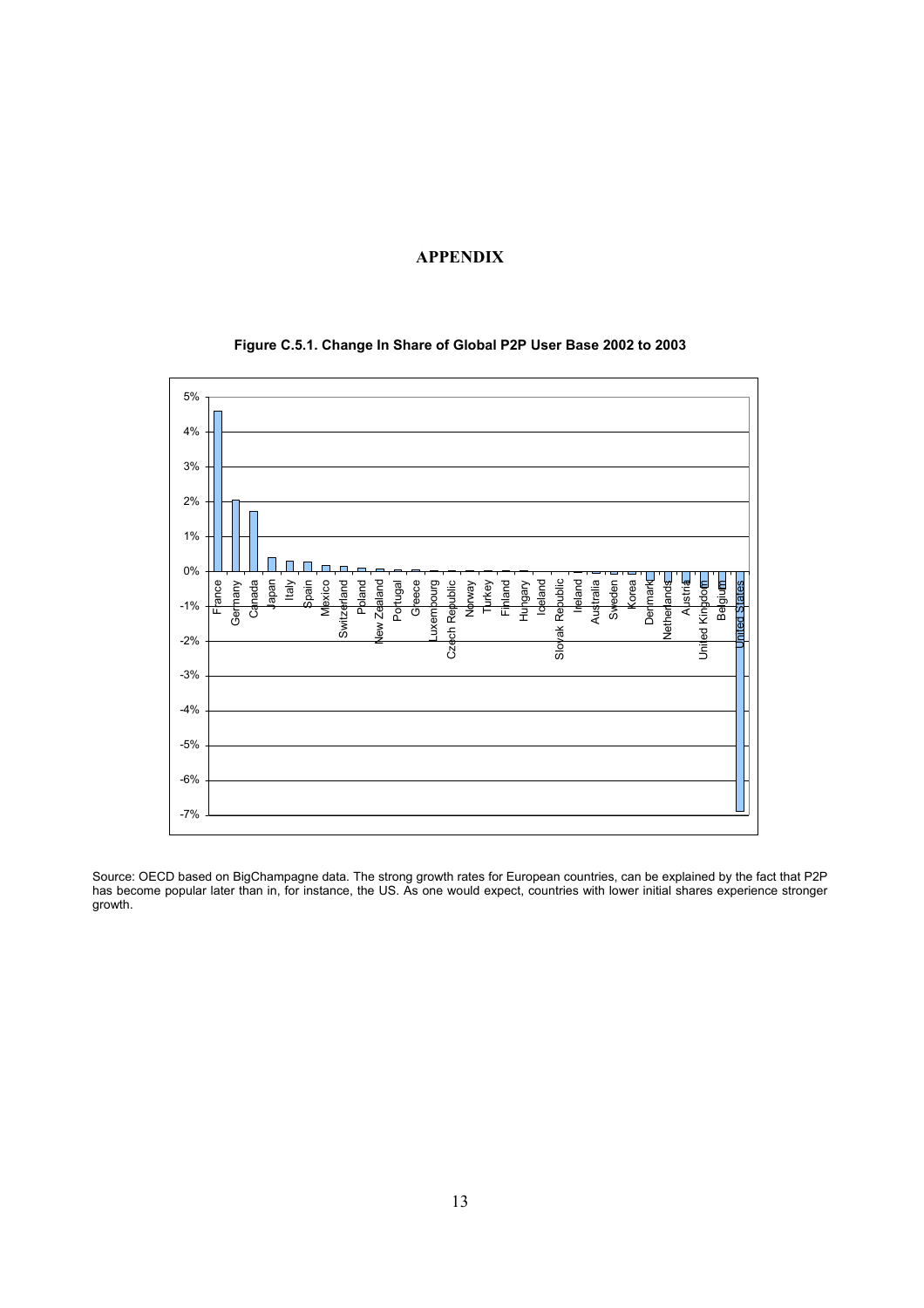# APPENDIX

**Figure C.5.1. Change In Share of Global P2P User Base 2002 to 2003**

Source: OECD based on BigChampagne data. The strong growth rates for European countries, can be explained by the fact that P2P has become popular later than in, for instance, the US. As one would expect, countries with lower initial shares experience stronger growth.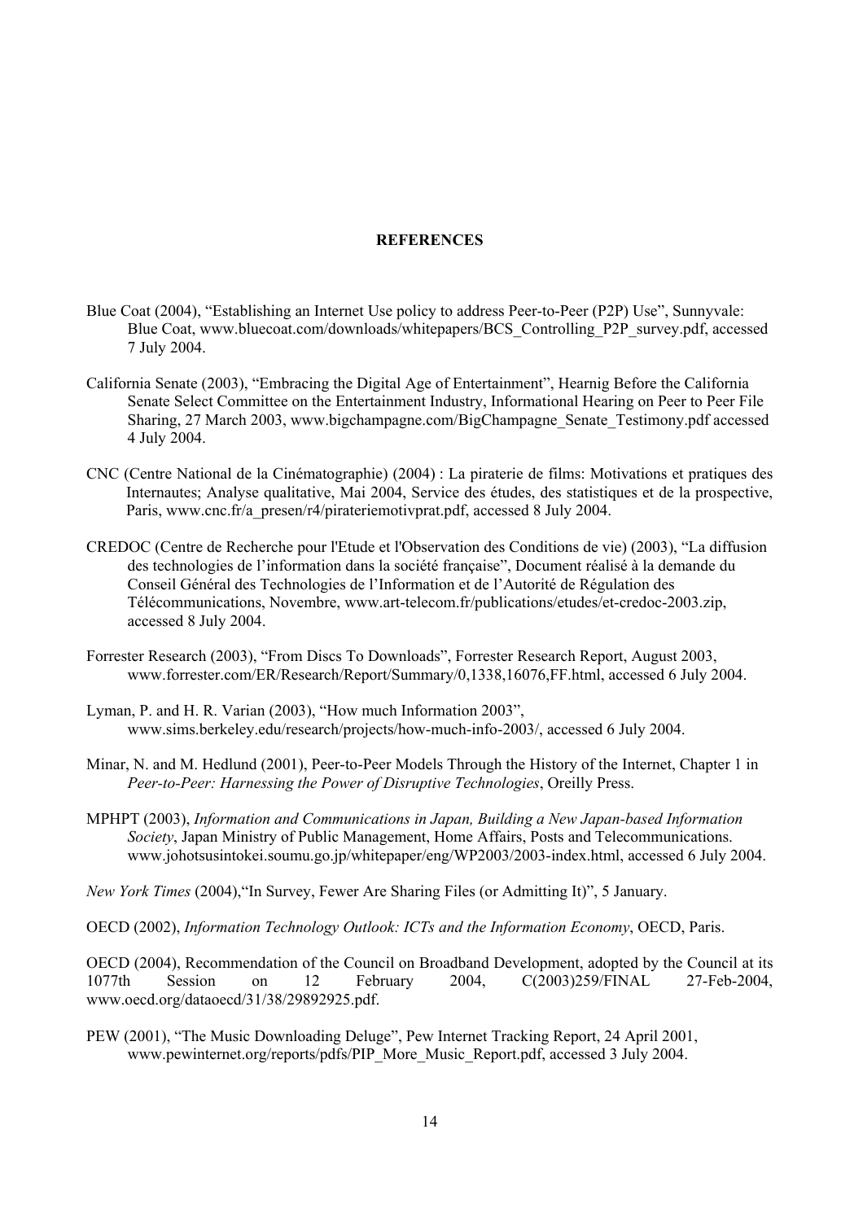## REFERENCES

Blue Coat (2004), "Establishing an Internet Use policy to address Peer-to-Peer (P2P) Use", Sunnyvale: Blue Coat, www.bluecoat.com/downloads/whitepapers/BCS_Controlling_P2P_survey.pdf, accessed 7 July 2004.

California Senate (2003), "Embracing the Digital Age of Entertainment", Hearnig Before the California Senate Select Committee on the Entertainment Industry, Informational Hearing on Peer to Peer File Sharing, 27 March 2003, www.bigchampagne.com/BigChampagne_Senate_Testimony.pdf accessed 4 July 2004.

CNC (Centre National de la Cinématographie) (2004) : La piraterie de films: Motivations et pratiques des Internautes; Analyse qualitative, Mai 2004, Service des études, des statistiques et de la prospective, Paris, www.cnc.fr/a_presen/r4/pirateriemotivprat.pdf, accessed 8 July 2004.

CREDOC (Centre de Recherche pour l'Etude et l'Observation des Conditions de vie) (2003), "La diffusion des technologies de l'information dans la société française", Document réalisé à la demande du Conseil Général des Technologies de l'Information et de l'Autorité de Régulation des Télécommunications, Novembre, www.art-telecom.fr/publications/etudes/et-credoc-2003.zip, accessed 8 July 2004.

Forrester Research (2003), "From Discs To Downloads", Forrester Research Report, August 2003, www.forrester.com/ER/Research/Report/Summary/0,1338,16076,FF.html, accessed 6 July 2004.

Lyman, P. and H. R. Varian (2003), "How much Information 2003", www.sims.berkeley.edu/research/projects/how-much-info-2003/, accessed 6 July 2004.

Minar, N. and M. Hedlund (2001), Peer-to-Peer Models Through the History of the Internet, Chapter 1 in *Peer-to-Peer: Harnessing the Power of Disruptive Technologies*, Oreilly Press.

MPHPT (2003), *Information and Communications in Japan, Building a New Japan-based Information Society*, Japan Ministry of Public Management, Home Affairs, Posts and Telecommunications. www.johotsusintokei.soumu.go.jp/whitepaper/eng/WP2003/2003-index.html, accessed 6 July 2004.

*New York Times* (2004),"In Survey, Fewer Are Sharing Files (or Admitting It)", 5 January.

OECD (2002), *Information Technology Outlook: ICTs and the Information Economy*, OECD, Paris.

OECD (2004), Recommendation of the Council on Broadband Development, adopted by the Council at its 1077th Session on 12 February 2004, C(2003)259/FINAL 27-Feb-2004, www.oecd.org/dataoecd/31/38/29892925.pdf.

PEW (2001), "The Music Downloading Deluge", Pew Internet Tracking Report, 24 April 2001, www.pewinternet.org/reports/pdfs/PIP_More_Music_Report.pdf, accessed 3 July 2004.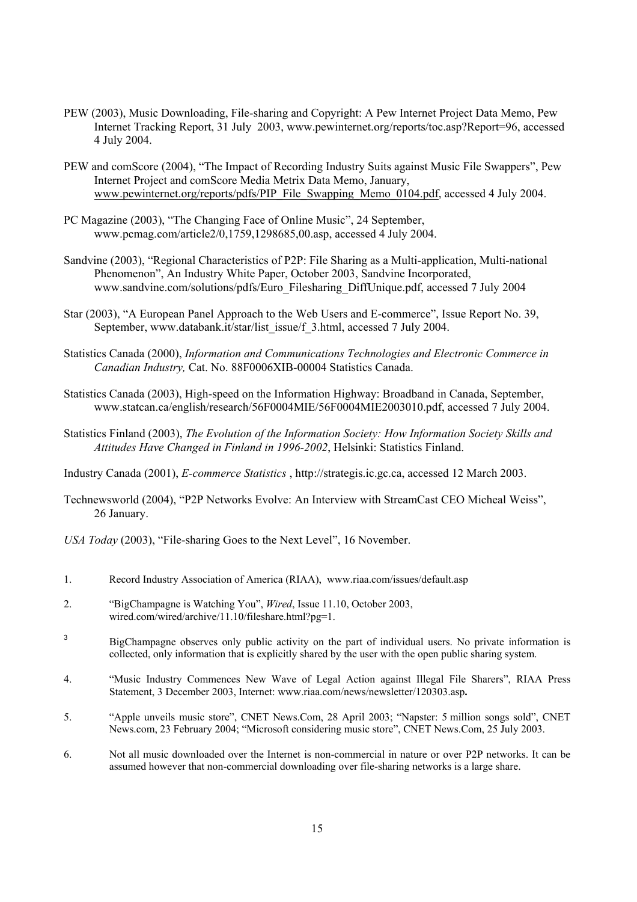PEW (2003), Music Downloading, File-sharing and Copyright: A Pew Internet Project Data Memo, Pew Internet Tracking Report, 31 July 2003, www.pewinternet.org/reports/toc.asp?Report=96, accessed 4 July 2004.

PEW and comScore (2004), "The Impact of Recording Industry Suits against Music File Swappers", Pew Internet Project and comScore Media Metrix Data Memo, January, www.pewinternet.org/reports/pdfs/PIP_File_Swapping_Memo_0104.pdf, accessed 4 July 2004.

PC Magazine (2003), "The Changing Face of Online Music", 24 September, www.pcmag.com/article2/0,1759,1298685,00.asp, accessed 4 July 2004.

Sandvine (2003), "Regional Characteristics of P2P: File Sharing as a Multi-application, Multi-national Phenomenon", An Industry White Paper, October 2003, Sandvine Incorporated, www.sandvine.com/solutions/pdfs/Euro_Filesharing_DiffUnique.pdf, accessed 7 July 2004

Star (2003), "A European Panel Approach to the Web Users and E-commerce", Issue Report No. 39, September, www.databank.it/star/list_issue/f_3.html, accessed 7 July 2004.

Statistics Canada (2000), *Information and Communications Technologies and Electronic Commerce in Canadian Industry,* Cat. No. 88F0006XIB-00004 Statistics Canada.

Statistics Canada (2003), High-speed on the Information Highway: Broadband in Canada, September, www.statcan.ca/english/research/56F0004MIE/56F0004MIE2003010.pdf, accessed 7 July 2004.

Statistics Finland (2003), *The Evolution of the Information Society: How Information Society Skills and Attitudes Have Changed in Finland in 1996-2002*, Helsinki: Statistics Finland.

Industry Canada (2001), *E-commerce Statistics* , http://strategis.ic.gc.ca, accessed 12 March 2003.

Technewsworld (2004), "P2P Networks Evolve: An Interview with StreamCast CEO Micheal Weiss", 26 January.

*USA Today* (2003), "File-sharing Goes to the Next Level", 16 November.

1. Record Industry Association of America (RIAA), www.riaa.com/issues/default.asp

2. "BigChampagne is Watching You", *Wired*, Issue 11.10, October 2003, wired.com/wired/archive/11.10/fileshare.html?pg=1.

3. BigChampagne observes only public activity on the part of individual users. No private information is collected, only information that is explicitly shared by the user with the open public sharing system.

4. "Music Industry Commences New Wave of Legal Action against Illegal File Sharers", RIAA Press Statement, 3 December 2003, Internet: www.riaa.com/news/newsletter/120303.asp**.**

5. "Apple unveils music store", CNET News.Com, 28 April 2003; "Napster: 5 million songs sold", CNET News.com, 23 February 2004; "Microsoft considering music store", CNET News.Com, 25 July 2003.

6. Not all music downloaded over the Internet is non-commercial in nature or over P2P networks. It can be assumed however that non-commercial downloading over file-sharing networks is a large share.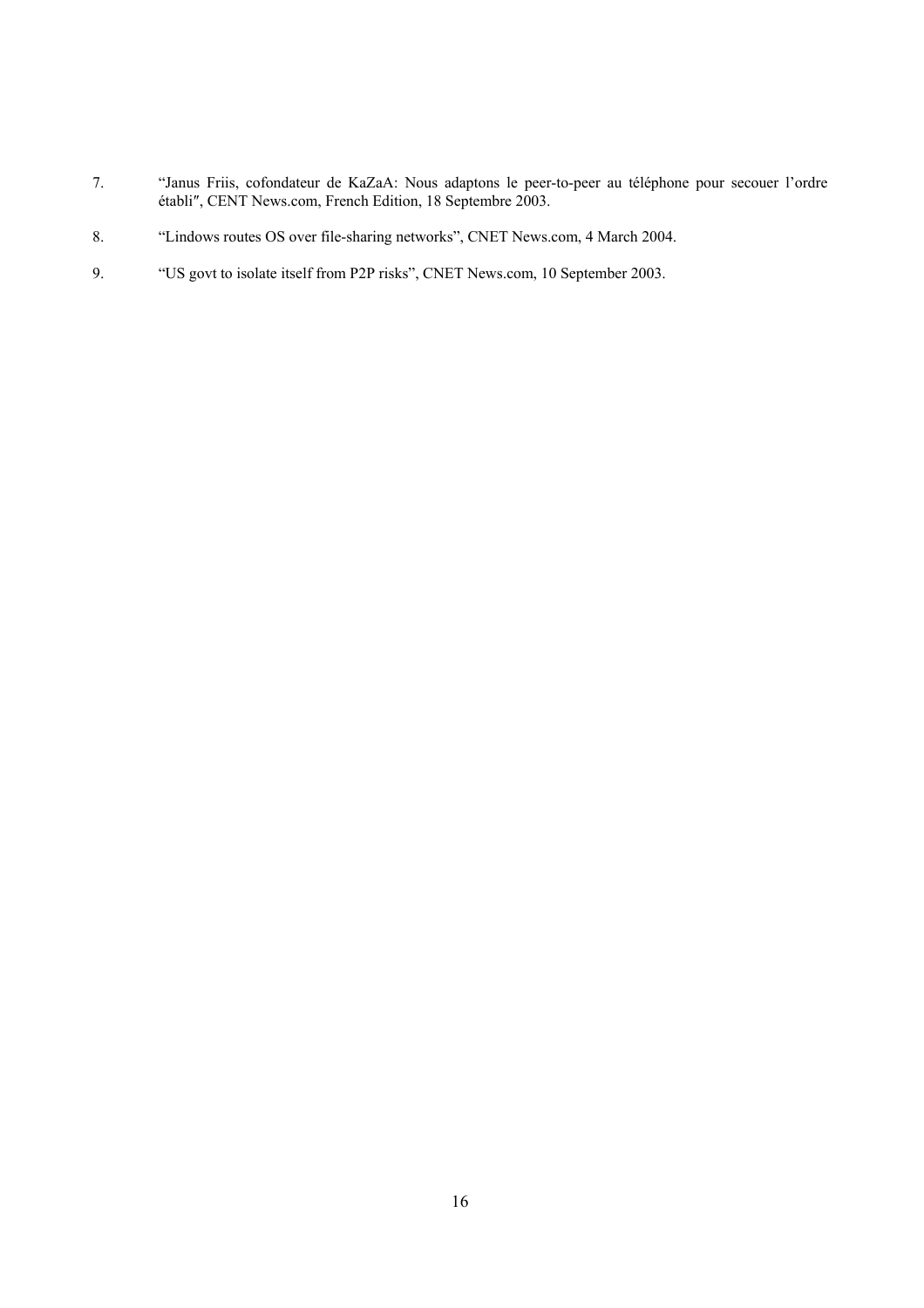7. “Janus Friis, cofondateur de KaZaA: Nous adaptons le peer-to-peer au téléphone pour secouer l’ordre établi″, CENT News.com, French Edition, 18 Septembre 2003.

8. “Lindows routes OS over file-sharing networks”, CNET News.com, 4 March 2004.

9. “US govt to isolate itself from P2P risks”, CNET News.com, 10 September 2003.